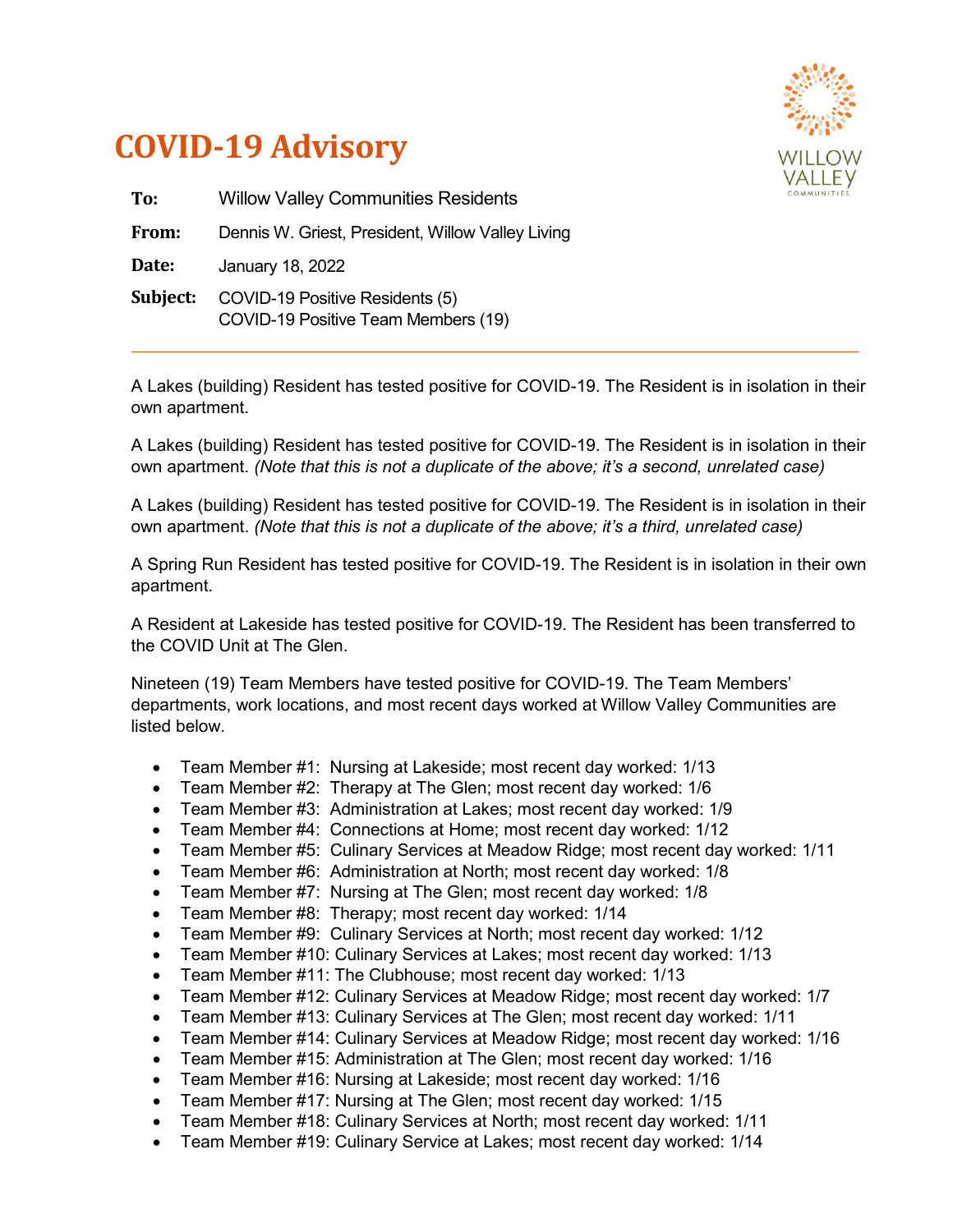# COVID-19 Advisory

**To:** Willow Valley Communities Residents

**From:** Dennis W. Griest, President, Willow Valley Living

**Date:** January 18, 2022

**Subject:** COVID-19 Positive Residents (5)
COVID-19 Positive Team Members (19)

---

A Lakes (building) Resident has tested positive for COVID-19. The Resident is in isolation in their own apartment.

A Lakes (building) Resident has tested positive for COVID-19. The Resident is in isolation in their own apartment. *(Note that this is not a duplicate of the above; it's a second, unrelated case)*

A Lakes (building) Resident has tested positive for COVID-19. The Resident is in isolation in their own apartment. *(Note that this is not a duplicate of the above; it's a third, unrelated case)*

A Spring Run Resident has tested positive for COVID-19. The Resident is in isolation in their own apartment.

A Resident at Lakeside has tested positive for COVID-19. The Resident has been transferred to the COVID Unit at The Glen.

Nineteen (19) Team Members have tested positive for COVID-19. The Team Members' departments, work locations, and most recent days worked at Willow Valley Communities are listed below.

- Team Member #1: Nursing at Lakeside; most recent day worked: 1/13
- Team Member #2: Therapy at The Glen; most recent day worked: 1/6
- Team Member #3: Administration at Lakes; most recent day worked: 1/9
- Team Member #4: Connections at Home; most recent day worked: 1/12
- Team Member #5: Culinary Services at Meadow Ridge; most recent day worked: 1/11
- Team Member #6: Administration at North; most recent day worked: 1/8
- Team Member #7: Nursing at The Glen; most recent day worked: 1/8
- Team Member #8: Therapy; most recent day worked: 1/14
- Team Member #9: Culinary Services at North; most recent day worked: 1/12
- Team Member #10: Culinary Services at Lakes; most recent day worked: 1/13
- Team Member #11: The Clubhouse; most recent day worked: 1/13
- Team Member #12: Culinary Services at Meadow Ridge; most recent day worked: 1/7
- Team Member #13: Culinary Services at The Glen; most recent day worked: 1/11
- Team Member #14: Culinary Services at Meadow Ridge; most recent day worked: 1/16
- Team Member #15: Administration at The Glen; most recent day worked: 1/16
- Team Member #16: Nursing at Lakeside; most recent day worked: 1/16
- Team Member #17: Nursing at The Glen; most recent day worked: 1/15
- Team Member #18: Culinary Services at North; most recent day worked: 1/11
- Team Member #19: Culinary Service at Lakes; most recent day worked: 1/14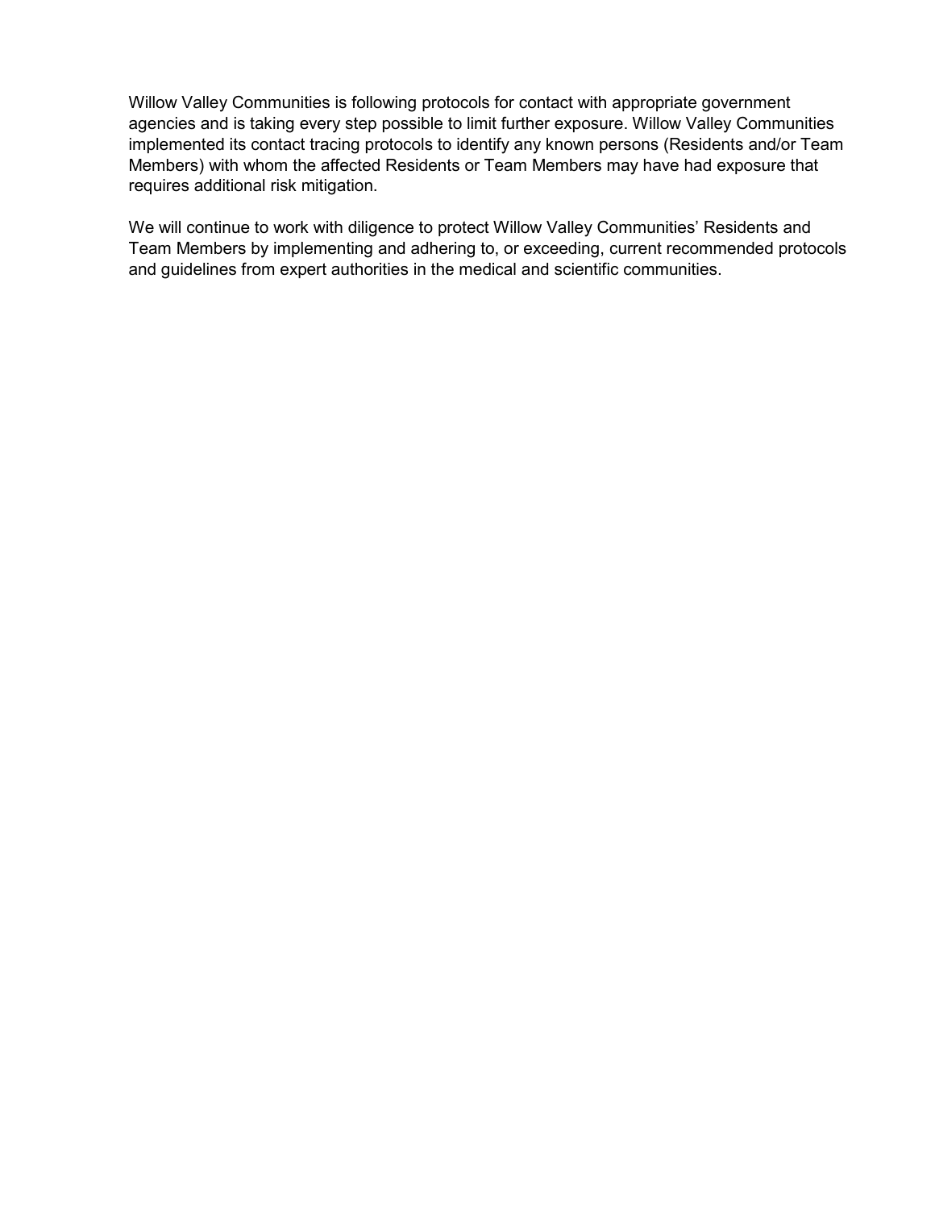Willow Valley Communities is following protocols for contact with appropriate government agencies and is taking every step possible to limit further exposure. Willow Valley Communities implemented its contact tracing protocols to identify any known persons (Residents and/or Team Members) with whom the affected Residents or Team Members may have had exposure that requires additional risk mitigation.

We will continue to work with diligence to protect Willow Valley Communities' Residents and Team Members by implementing and adhering to, or exceeding, current recommended protocols and guidelines from expert authorities in the medical and scientific communities.